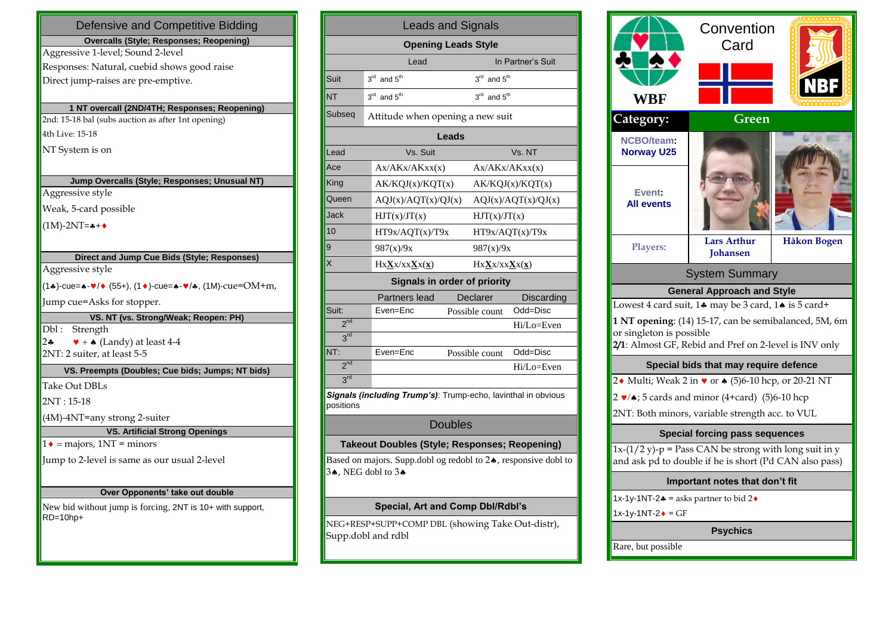# Defensive and Competitive Bidding

### Overcalls (Style; Responses; Reopening)

Aggressive 1-level; Sound 2-level

Responses: Natural, cuebid shows good raise

Direct jump-raises are pre-emptive.

### 1 NT overcall (2ND/4TH; Responses; Reopening)

2nd: 15-18 bal (subs auction as after 1nt opening)

4th Live: 15-18

NT System is on

### Jump Overcalls (Style; Responses; Unusual NT)

Aggressive style

Weak, 5-card possible

(1M)-2NT=♣+♦

### Direct and Jump Cue Bids (Style; Responses)

Aggressive style

(1♣)-cue=♠-♥/♦ (55+), (1♦)-cue=♠-♥/♣, (1M)-cue=OM+m,

Jump cue=Asks for stopper.

### VS. NT (vs. Strong/Weak; Reopen: PH)

Dbl : Strength

2♣ ♥ + ♠ (Landy) at least 4-4

2NT: 2 suiter, at least 5-5

### VS. Preempts (Doubles; Cue bids; Jumps; NT bids)

Take Out DBLs

2NT : 15-18

(4M)-4NT=any strong 2-suiter

### VS. Artificial Strong Openings

1♦ = majors, 1NT = minors

Jump to 2-level is same as our usual 2-level

### Over Opponents' take out double

New bid without jump is forcing, 2NT is 10+ with support, RD=10hp+

# Leads and Signals

### Opening Leads Style

| | Lead | In Partner's Suit |
|---|---|---|
| Suit | 3rd and 5th | 3rd and 5th |
| NT | 3rd and 5th | 3rd and 5th |
| Subseq | Attitude when opening a new suit | |

### Leads

| Lead | Vs. Suit | Vs. NT |
|---|---|---|
| Ace | Ax/AKx/AKxx(x) | Ax/AKx/AKxx(x) |
| King | AK/KQJ(x)/KQT(x) | AK/KQJ(x)/KQT(x) |
| Queen | AQJ(x)/AQT(x)/QJ(x) | AQJ(x)/AQT(x)/QJ(x) |
| Jack | HJT(x)/JT(x) | HJT(x)/JT(x) |
| 10 | HT9x/AQT(x)/T9x | HT9x/AQT(x)/T9x |
| 9 | 987(x)/9x | 987(x)/9x |
| X | Hx**X**x/xx**X**x(**x**) | Hx**X**x/xx**X**x(**x**) |

### Signals in order of priority

| | Partners lead | Declarer | Discarding |
|---|---|---|---|
| Suit: | Even=Enc | Possible count | Odd=Disc |
| 2nd | | | Hi/Lo=Even |
| 3rd | | | |
| NT: | Even=Enc | Possible count | Odd=Disc |
| 2nd | | | Hi/Lo=Even |
| 3rd | | | |

***Signals (including Trump's)***: Trump-echo, lavinthal in obvious positions

# Doubles

### Takeout Doubles (Style; Responses; Reopening)

Based on majors. Supp.dobl og redobl to 2♠, responsive dobl to 3♠, NEG dobl to 3♠

### Special, Art and Comp Dbl/Rdbl's

NEG+RESP+SUPP+COMP DBL (showing Take Out-distr), Supp.dobl and rdbl

# Convention Card

WBF — NBF

| Category: | Green | |
|---|---|---|
| NCBO/team: Norway U25 | | |
| Event: All events | | |
| Players: | Lars Arthur Johansen | Håkon Bogen |

# System Summary

### General Approach and Style

Lowest 4 card suit, 1♣ may be 3 card, 1♠ is 5 card+

**1 NT opening**: (14) 15-17, can be semibalanced, 5M, 6m or singleton is possible

**2/1**: Almost GF, Rebid and Pref on 2-level is INV only

### Special bids that may require defence

2♦ Multi; Weak 2 in ♥ or ♠ (5)6-10 hcp, or 20-21 NT

2 ♥/♠; 5 cards and minor (4+card) (5)6-10 hcp

2NT: Both minors, variable strength acc. to VUL

### Special forcing pass sequences

1x-(1/2 y)-p = Pass CAN be strong with long suit in y and ask pd to double if he is short (Pd CAN also pass)

### Important notes that don't fit

1x-1y-1NT-2♣ = asks partner to bid 2♦

1x-1y-1NT-2♦ = GF

### Psychics

Rare, but possible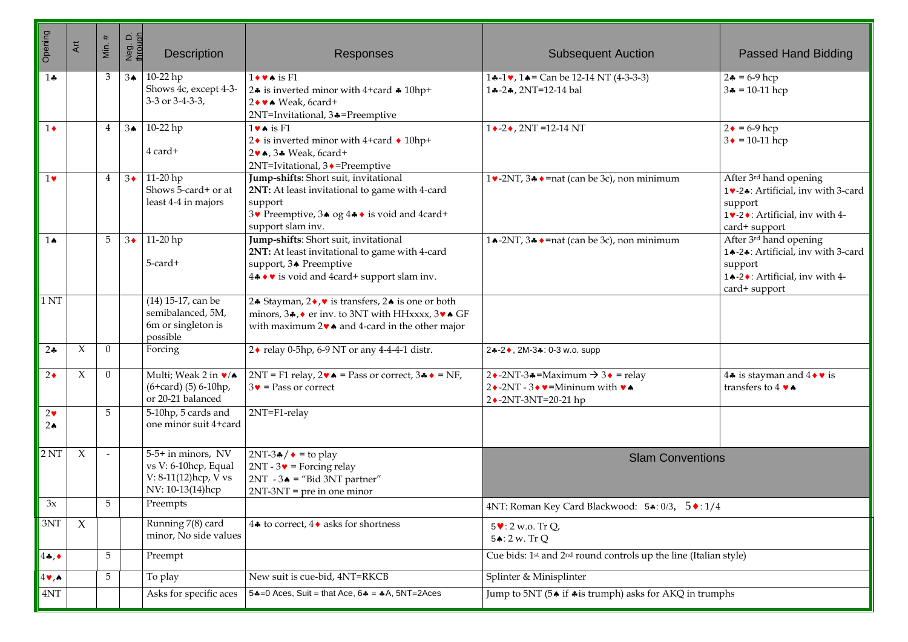| Opening | Art | Min. # | Neg. D. through | Description | Responses | Subsequent Auction | Passed Hand Bidding |
|---|---|---|---|---|---|---|---|
| 1♣ | | 3 | 3♠ | 10-22 hp<br>Shows 4c, except 4-3-3-3 or 3-4-3-3, | 1♦♥♠ is F1<br>2♣ is inverted minor with 4+card ♣ 10hp+<br>2♦♥♠ Weak, 6card+<br>2NT=Invitational, 3♣=Preemptive | 1♣-1♥, 1♠= Can be 12-14 NT (4-3-3-3)<br>1♣-2♣, 2NT=12-14 bal | 2♣ = 6-9 hcp<br>3♣ = 10-11 hcp |
| 1♦ | | 4 | 3♠ | 10-22 hp<br><br>4 card+ | 1♥♠ is F1<br>2♦ is inverted minor with 4+card ♦ 10hp+<br>2♥♠, 3♣ Weak, 6card+<br>2NT=Ivitational, 3♦=Preemptive | 1♦-2♦, 2NT =12-14 NT | 2♦ = 6-9 hcp<br>3♦ = 10-11 hcp |
| 1♥ | | 4 | 3♦ | 11-20 hp<br>Shows 5-card+ or at least 4-4 in majors | **Jump-shifts:** Short suit, invitational<br>**2NT:** At least invitational to game with 4-card support<br>3♥ Preemptive, 3♠ og 4♣♦ is void and 4card+ support slam inv. | 1♥-2NT, 3♣♦=nat (can be 3c), non minimum | After 3rd hand opening<br>1♥-2♣: Artificial, inv with 3-card support<br>1♥-2♦: Artificial, inv with 4-card+ support |
| 1♠ | | 5 | 3♦ | 11-20 hp<br><br>5-card+ | **Jump-shifts**: Short suit, invitational<br>**2NT:** At least invitational to game with 4-card support, 3♠ Preemptive<br>4♣♦♥ is void and 4card+ support slam inv. | 1♠-2NT, 3♣♦=nat (can be 3c), non minimum | After 3rd hand opening<br>1♠-2♣: Artificial, inv with 3-card support<br>1♠-2♦: Artificial, inv with 4-card+ support |
| 1 NT | | | | (14) 15-17, can be semibalanced, 5M, 6m or singleton is possible | 2♣ Stayman, 2♦,♥ is transfers, 2♠ is one or both minors, 3♣,♦ er inv. to 3NT with HHxxxx, 3♥♠ GF with maximum 2♥♠ and 4-card in the other major | | |
| 2♣ | X | 0 | | Forcing | 2♦ relay 0-5hp, 6-9 NT or any 4-4-4-1 distr. | 2♣-2♦, 2M-3♣: 0-3 w.o. supp | |
| 2♦ | X | 0 | | Multi; Weak 2 in ♥/♠ (6+card) (5) 6-10hp, or 20-21 balanced | 2NT = F1 relay, 2♥♠ = Pass or correct, 3♣♦ = NF, 3♥ = Pass or correct | 2♦-2NT-3♣=Maximum → 3♦ = relay<br>2♦-2NT - 3♦♥=Mininum with ♥♠<br>2♦-2NT-3NT=20-21 hp | 4♣ is stayman and 4♦♥ is transfers to 4 ♥♠ |
| 2♥<br>2♠ | | 5 | | 5-10hp, 5 cards and one minor suit 4+card | 2NT=F1-relay | | |
| 2 NT | X | - | | 5-5+ in minors, NV vs V: 6-10hcp, Equal V: 8-11(12)hcp, V vs NV: 10-13(14)hcp | 2NT-3♣/♦ = to play<br>2NT - 3♥ = Forcing relay<br>2NT - 3♠ = "Bid 3NT partner"<br>2NT-3NT = pre in one minor | **Slam Conventions** | |
| 3x | | 5 | | Preempts | | 4NT: Roman Key Card Blackwood: 5♣: 0/3, 5♦: 1/4 | |
| 3NT | X | | | Running 7(8) card minor, No side values | 4♣ to correct, 4♦ asks for shortness | 5♥: 2 w.o. Tr Q,<br>5♠: 2 w. Tr Q | |
| 4♣,♦ | | 5 | | Preempt | | Cue bids: 1st and 2nd round controls up the line (Italian style) | |
| 4♥,♠ | | 5 | | To play | New suit is cue-bid, 4NT=RKCB | Splinter & Minisplinter | |
| 4NT | | | | Asks for specific aces | 5♣=0 Aces, Suit = that Ace, 6♣ = ♣A, 5NT=2Aces | Jump to 5NT (5♠ if ♣is trumph) asks for AKQ in trumphs | |